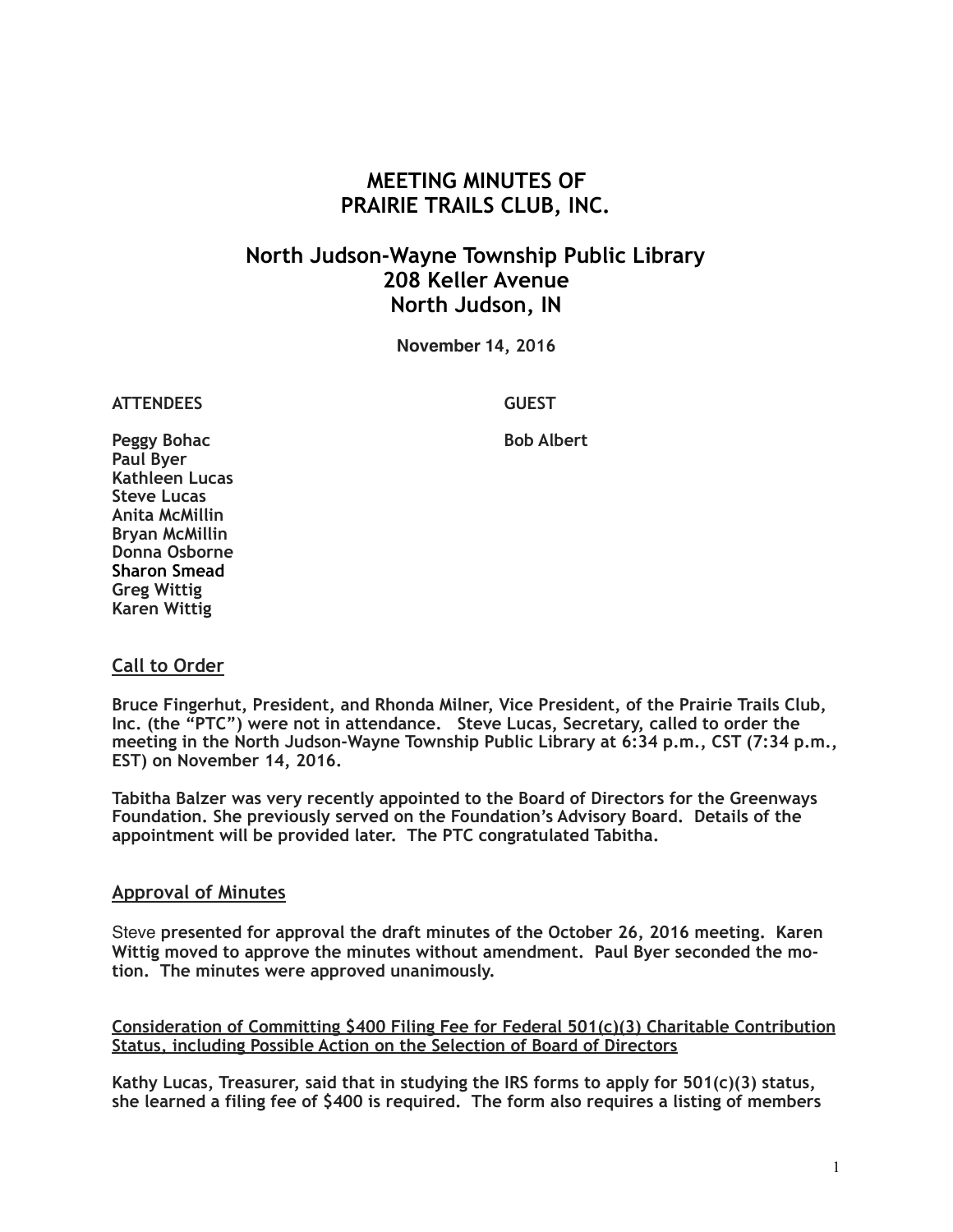# MEETING MINUTES OF PRAIRIE TRAILS CLUB, INC.

## North Judson-Wayne Township Public Library
## 208 Keller Avenue
## North Judson, IN

**November 14, 2016**

| ATTENDEES | GUEST |
|---|---|
| Peggy Bohac | Bob Albert |
| Paul Byer | |
| Kathleen Lucas | |
| Steve Lucas | |
| Anita McMillin | |
| Bryan McMillin | |
| Donna Osborne | |
| Sharon Smead | |
| Greg Wittig | |
| Karen Wittig | |

### Call to Order

**Bruce Fingerhut, President, and Rhonda Milner, Vice President, of the Prairie Trails Club, Inc. (the "PTC") were not in attendance. Steve Lucas, Secretary, called to order the meeting in the North Judson-Wayne Township Public Library at 6:34 p.m., CST (7:34 p.m., EST) on November 14, 2016.**

**Tabitha Balzer was very recently appointed to the Board of Directors for the Greenways Foundation. She previously served on the Foundation's Advisory Board. Details of the appointment will be provided later. The PTC congratulated Tabitha.**

### Approval of Minutes

Steve **presented for approval the draft minutes of the October 26, 2016 meeting. Karen Wittig moved to approve the minutes without amendment. Paul Byer seconded the motion. The minutes were approved unanimously.**

### Consideration of Committing $400 Filing Fee for Federal 501(c)(3) Charitable Contribution Status, including Possible Action on the Selection of Board of Directors

**Kathy Lucas, Treasurer, said that in studying the IRS forms to apply for 501(c)(3) status, she learned a filing fee of $400 is required. The form also requires a listing of members**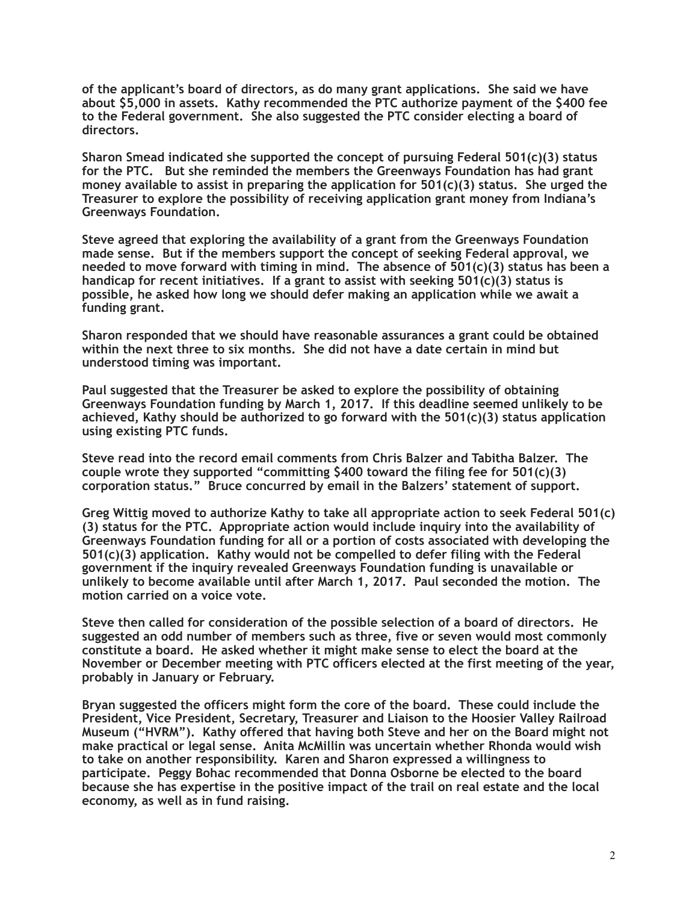of the applicant's board of directors, as do many grant applications. She said we have about $5,000 in assets. Kathy recommended the PTC authorize payment of the $400 fee to the Federal government. She also suggested the PTC consider electing a board of directors.

Sharon Smead indicated she supported the concept of pursuing Federal 501(c)(3) status for the PTC. But she reminded the members the Greenways Foundation has had grant money available to assist in preparing the application for 501(c)(3) status. She urged the Treasurer to explore the possibility of receiving application grant money from Indiana's Greenways Foundation.

Steve agreed that exploring the availability of a grant from the Greenways Foundation made sense. But if the members support the concept of seeking Federal approval, we needed to move forward with timing in mind. The absence of 501(c)(3) status has been a handicap for recent initiatives. If a grant to assist with seeking 501(c)(3) status is possible, he asked how long we should defer making an application while we await a funding grant.

Sharon responded that we should have reasonable assurances a grant could be obtained within the next three to six months. She did not have a date certain in mind but understood timing was important.

Paul suggested that the Treasurer be asked to explore the possibility of obtaining Greenways Foundation funding by March 1, 2017. If this deadline seemed unlikely to be achieved, Kathy should be authorized to go forward with the 501(c)(3) status application using existing PTC funds.

Steve read into the record email comments from Chris Balzer and Tabitha Balzer. The couple wrote they supported "committing $400 toward the filing fee for 501(c)(3) corporation status." Bruce concurred by email in the Balzers' statement of support.

Greg Wittig moved to authorize Kathy to take all appropriate action to seek Federal 501(c)(3) status for the PTC. Appropriate action would include inquiry into the availability of Greenways Foundation funding for all or a portion of costs associated with developing the 501(c)(3) application. Kathy would not be compelled to defer filing with the Federal government if the inquiry revealed Greenways Foundation funding is unavailable or unlikely to become available until after March 1, 2017. Paul seconded the motion. The motion carried on a voice vote.

Steve then called for consideration of the possible selection of a board of directors. He suggested an odd number of members such as three, five or seven would most commonly constitute a board. He asked whether it might make sense to elect the board at the November or December meeting with PTC officers elected at the first meeting of the year, probably in January or February.

Bryan suggested the officers might form the core of the board. These could include the President, Vice President, Secretary, Treasurer and Liaison to the Hoosier Valley Railroad Museum ("HVRM"). Kathy offered that having both Steve and her on the Board might not make practical or legal sense. Anita McMillin was uncertain whether Rhonda would wish to take on another responsibility. Karen and Sharon expressed a willingness to participate. Peggy Bohac recommended that Donna Osborne be elected to the board because she has expertise in the positive impact of the trail on real estate and the local economy, as well as in fund raising.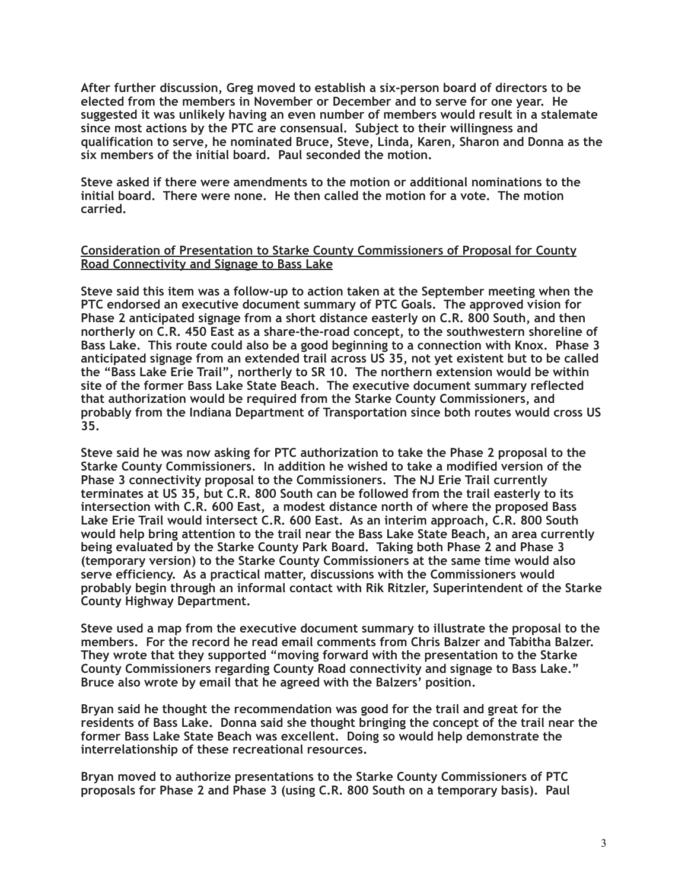After further discussion, Greg moved to establish a six-person board of directors to be elected from the members in November or December and to serve for one year. He suggested it was unlikely having an even number of members would result in a stalemate since most actions by the PTC are consensual. Subject to their willingness and qualification to serve, he nominated Bruce, Steve, Linda, Karen, Sharon and Donna as the six members of the initial board. Paul seconded the motion.

Steve asked if there were amendments to the motion or additional nominations to the initial board. There were none. He then called the motion for a vote. The motion carried.

## Consideration of Presentation to Starke County Commissioners of Proposal for County Road Connectivity and Signage to Bass Lake

Steve said this item was a follow-up to action taken at the September meeting when the PTC endorsed an executive document summary of PTC Goals. The approved vision for Phase 2 anticipated signage from a short distance easterly on C.R. 800 South, and then northerly on C.R. 450 East as a share-the-road concept, to the southwestern shoreline of Bass Lake. This route could also be a good beginning to a connection with Knox. Phase 3 anticipated signage from an extended trail across US 35, not yet existent but to be called the "Bass Lake Erie Trail", northerly to SR 10. The northern extension would be within site of the former Bass Lake State Beach. The executive document summary reflected that authorization would be required from the Starke County Commissioners, and probably from the Indiana Department of Transportation since both routes would cross US 35.

Steve said he was now asking for PTC authorization to take the Phase 2 proposal to the Starke County Commissioners. In addition he wished to take a modified version of the Phase 3 connectivity proposal to the Commissioners. The NJ Erie Trail currently terminates at US 35, but C.R. 800 South can be followed from the trail easterly to its intersection with C.R. 600 East, a modest distance north of where the proposed Bass Lake Erie Trail would intersect C.R. 600 East. As an interim approach, C.R. 800 South would help bring attention to the trail near the Bass Lake State Beach, an area currently being evaluated by the Starke County Park Board. Taking both Phase 2 and Phase 3 (temporary version) to the Starke County Commissioners at the same time would also serve efficiency. As a practical matter, discussions with the Commissioners would probably begin through an informal contact with Rik Ritzler, Superintendent of the Starke County Highway Department.

Steve used a map from the executive document summary to illustrate the proposal to the members. For the record he read email comments from Chris Balzer and Tabitha Balzer. They wrote that they supported "moving forward with the presentation to the Starke County Commissioners regarding County Road connectivity and signage to Bass Lake." Bruce also wrote by email that he agreed with the Balzers' position.

Bryan said he thought the recommendation was good for the trail and great for the residents of Bass Lake. Donna said she thought bringing the concept of the trail near the former Bass Lake State Beach was excellent. Doing so would help demonstrate the interrelationship of these recreational resources.

Bryan moved to authorize presentations to the Starke County Commissioners of PTC proposals for Phase 2 and Phase 3 (using C.R. 800 South on a temporary basis). Paul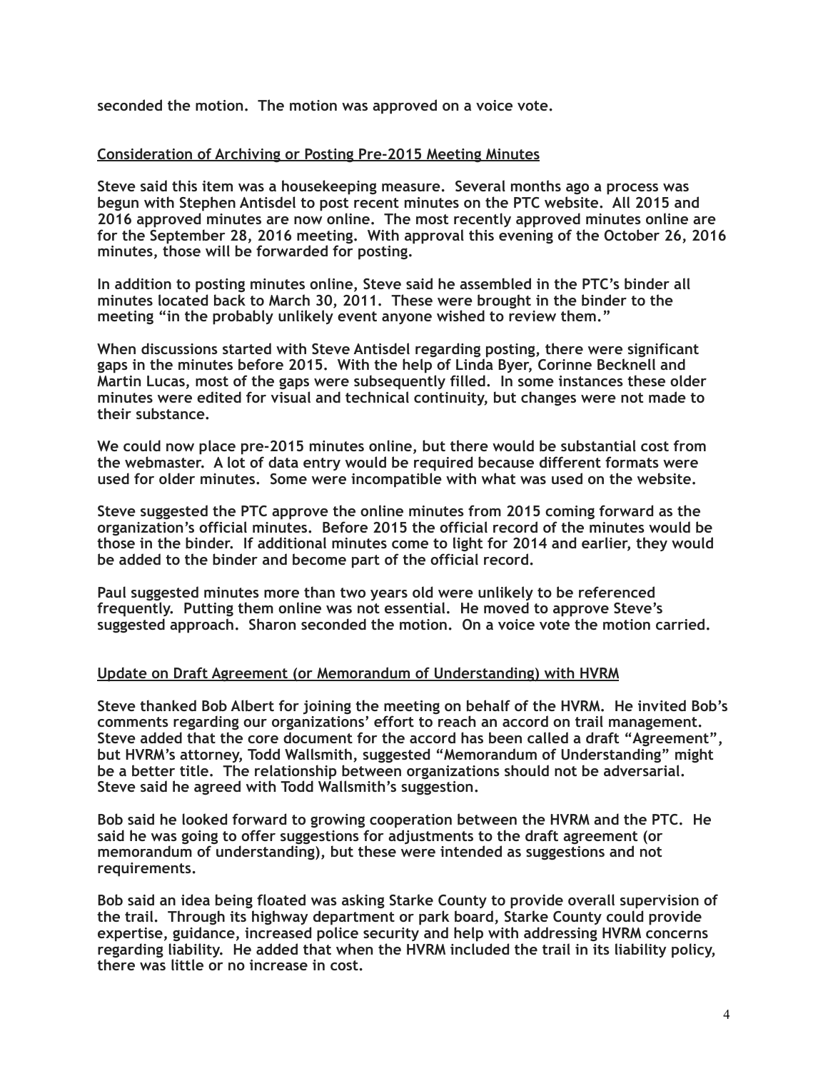**seconded the motion. The motion was approved on a voice vote.**

**Consideration of Archiving or Posting Pre-2015 Meeting Minutes**

**Steve said this item was a housekeeping measure. Several months ago a process was begun with Stephen Antisdel to post recent minutes on the PTC website. All 2015 and 2016 approved minutes are now online. The most recently approved minutes online are for the September 28, 2016 meeting. With approval this evening of the October 26, 2016 minutes, those will be forwarded for posting.**

**In addition to posting minutes online, Steve said he assembled in the PTC's binder all minutes located back to March 30, 2011. These were brought in the binder to the meeting "in the probably unlikely event anyone wished to review them."**

**When discussions started with Steve Antisdel regarding posting, there were significant gaps in the minutes before 2015. With the help of Linda Byer, Corinne Becknell and Martin Lucas, most of the gaps were subsequently filled. In some instances these older minutes were edited for visual and technical continuity, but changes were not made to their substance.**

**We could now place pre-2015 minutes online, but there would be substantial cost from the webmaster. A lot of data entry would be required because different formats were used for older minutes. Some were incompatible with what was used on the website.**

**Steve suggested the PTC approve the online minutes from 2015 coming forward as the organization's official minutes. Before 2015 the official record of the minutes would be those in the binder. If additional minutes come to light for 2014 and earlier, they would be added to the binder and become part of the official record.**

**Paul suggested minutes more than two years old were unlikely to be referenced frequently. Putting them online was not essential. He moved to approve Steve's suggested approach. Sharon seconded the motion. On a voice vote the motion carried.**

**Update on Draft Agreement (or Memorandum of Understanding) with HVRM**

**Steve thanked Bob Albert for joining the meeting on behalf of the HVRM. He invited Bob's comments regarding our organizations' effort to reach an accord on trail management. Steve added that the core document for the accord has been called a draft "Agreement", but HVRM's attorney, Todd Wallsmith, suggested "Memorandum of Understanding" might be a better title. The relationship between organizations should not be adversarial. Steve said he agreed with Todd Wallsmith's suggestion.**

**Bob said he looked forward to growing cooperation between the HVRM and the PTC. He said he was going to offer suggestions for adjustments to the draft agreement (or memorandum of understanding), but these were intended as suggestions and not requirements.**

**Bob said an idea being floated was asking Starke County to provide overall supervision of the trail. Through its highway department or park board, Starke County could provide expertise, guidance, increased police security and help with addressing HVRM concerns regarding liability. He added that when the HVRM included the trail in its liability policy, there was little or no increase in cost.**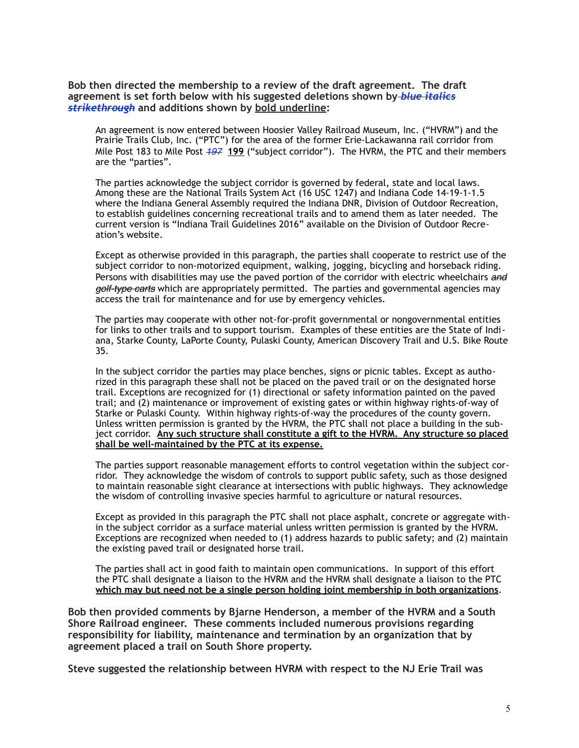**Bob then directed the membership to a review of the draft agreement. The draft agreement is set forth below with his suggested deletions shown by ~~*blue italics strikethrough*~~ and additions shown by <u>bold underline</u>:**

> An agreement is now entered between Hoosier Valley Railroad Museum, Inc. ("HVRM") and the Prairie Trails Club, Inc. ("PTC") for the area of the former Erie-Lackawanna rail corridor from Mile Post 183 to Mile Post ~~*197*~~ **<u>199</u>** ("subject corridor"). The HVRM, the PTC and their members are the "parties".
>
> The parties acknowledge the subject corridor is governed by federal, state and local laws. Among these are the National Trails System Act (16 USC 1247) and Indiana Code 14-19-1-1.5 where the Indiana General Assembly required the Indiana DNR, Division of Outdoor Recreation, to establish guidelines concerning recreational trails and to amend them as later needed. The current version is "Indiana Trail Guidelines 2016" available on the Division of Outdoor Recreation's website.
>
> Except as otherwise provided in this paragraph, the parties shall cooperate to restrict use of the subject corridor to non-motorized equipment, walking, jogging, bicycling and horseback riding. Persons with disabilities may use the paved portion of the corridor with electric wheelchairs ~~*and golf-type carts*~~ which are appropriately permitted. The parties and governmental agencies may access the trail for maintenance and for use by emergency vehicles.
>
> The parties may cooperate with other not-for-profit governmental or nongovernmental entities for links to other trails and to support tourism. Examples of these entities are the State of Indiana, Starke County, LaPorte County, Pulaski County, American Discovery Trail and U.S. Bike Route 35.
>
> In the subject corridor the parties may place benches, signs or picnic tables. Except as authorized in this paragraph these shall not be placed on the paved trail or on the designated horse trail. Exceptions are recognized for (1) directional or safety information painted on the paved trail; and (2) maintenance or improvement of existing gates or within highway rights-of-way of Starke or Pulaski County. Within highway rights-of-way the procedures of the county govern. Unless written permission is granted by the HVRM, the PTC shall not place a building in the subject corridor. **<u>Any such structure shall constitute a gift to the HVRM. Any structure so placed shall be well-maintained by the PTC at its expense.</u>**
>
> The parties support reasonable management efforts to control vegetation within the subject corridor. They acknowledge the wisdom of controls to support public safety, such as those designed to maintain reasonable sight clearance at intersections with public highways. They acknowledge the wisdom of controlling invasive species harmful to agriculture or natural resources.
>
> Except as provided in this paragraph the PTC shall not place asphalt, concrete or aggregate within the subject corridor as a surface material unless written permission is granted by the HVRM. Exceptions are recognized when needed to (1) address hazards to public safety; and (2) maintain the existing paved trail or designated horse trail.
>
> The parties shall act in good faith to maintain open communications. In support of this effort the PTC shall designate a liaison to the HVRM and the HVRM shall designate a liaison to the PTC **<u>which may but need not be a single person holding joint membership in both organizations</u>**.

**Bob then provided comments by Bjarne Henderson, a member of the HVRM and a South Shore Railroad engineer. These comments included numerous provisions regarding responsibility for liability, maintenance and termination by an organization that by agreement placed a trail on South Shore property.**

**Steve suggested the relationship between HVRM with respect to the NJ Erie Trail was**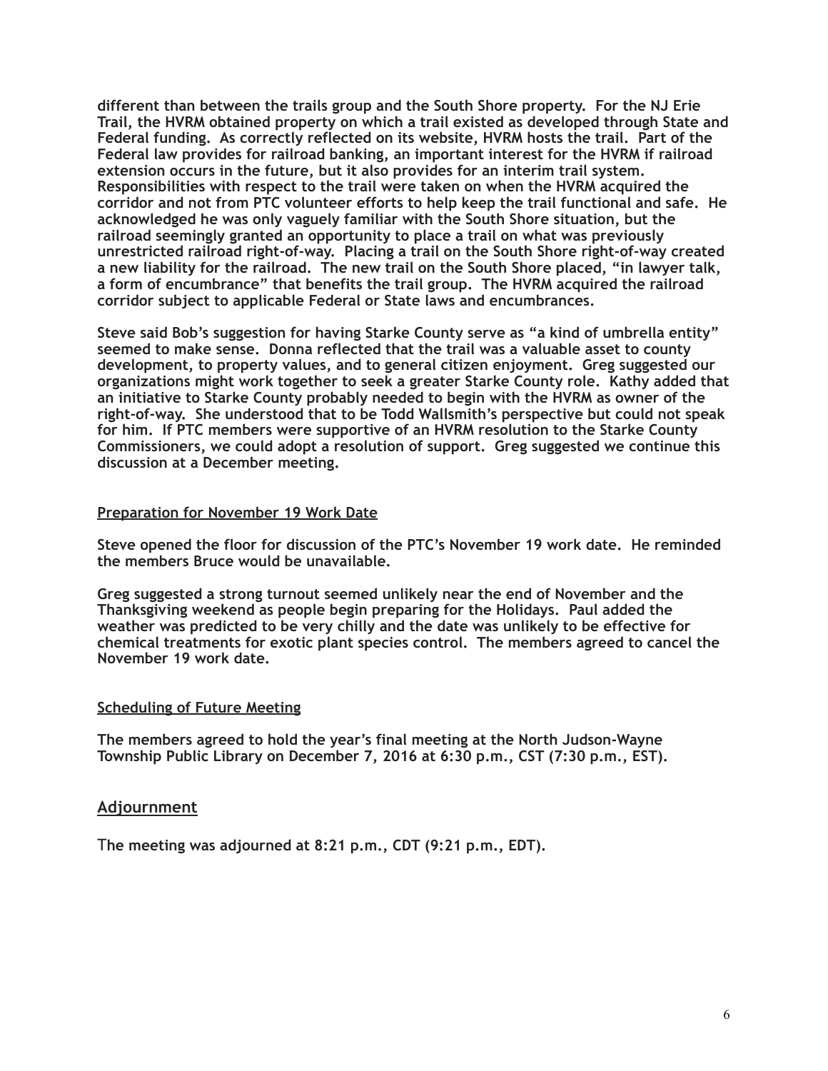**different than between the trails group and the South Shore property. For the NJ Erie Trail, the HVRM obtained property on which a trail existed as developed through State and Federal funding. As correctly reflected on its website, HVRM hosts the trail. Part of the Federal law provides for railroad banking, an important interest for the HVRM if railroad extension occurs in the future, but it also provides for an interim trail system. Responsibilities with respect to the trail were taken on when the HVRM acquired the corridor and not from PTC volunteer efforts to help keep the trail functional and safe. He acknowledged he was only vaguely familiar with the South Shore situation, but the railroad seemingly granted an opportunity to place a trail on what was previously unrestricted railroad right-of-way. Placing a trail on the South Shore right-of-way created a new liability for the railroad. The new trail on the South Shore placed, "in lawyer talk, a form of encumbrance" that benefits the trail group. The HVRM acquired the railroad corridor subject to applicable Federal or State laws and encumbrances.**

**Steve said Bob's suggestion for having Starke County serve as "a kind of umbrella entity" seemed to make sense. Donna reflected that the trail was a valuable asset to county development, to property values, and to general citizen enjoyment. Greg suggested our organizations might work together to seek a greater Starke County role. Kathy added that an initiative to Starke County probably needed to begin with the HVRM as owner of the right-of-way. She understood that to be Todd Wallsmith's perspective but could not speak for him. If PTC members were supportive of an HVRM resolution to the Starke County Commissioners, we could adopt a resolution of support. Greg suggested we continue this discussion at a December meeting.**

**<u>Preparation for November 19 Work Date</u>**

**Steve opened the floor for discussion of the PTC's November 19 work date. He reminded the members Bruce would be unavailable.**

**Greg suggested a strong turnout seemed unlikely near the end of November and the Thanksgiving weekend as people begin preparing for the Holidays. Paul added the weather was predicted to be very chilly and the date was unlikely to be effective for chemical treatments for exotic plant species control. The members agreed to cancel the November 19 work date.**

**<u>Scheduling of Future Meeting</u>**

**The members agreed to hold the year's final meeting at the North Judson-Wayne Township Public Library on December 7, 2016 at 6:30 p.m., CST (7:30 p.m., EST).**

## <u>Adjournment</u>

**The meeting was adjourned at 8:21 p.m., CDT (9:21 p.m., EDT).**